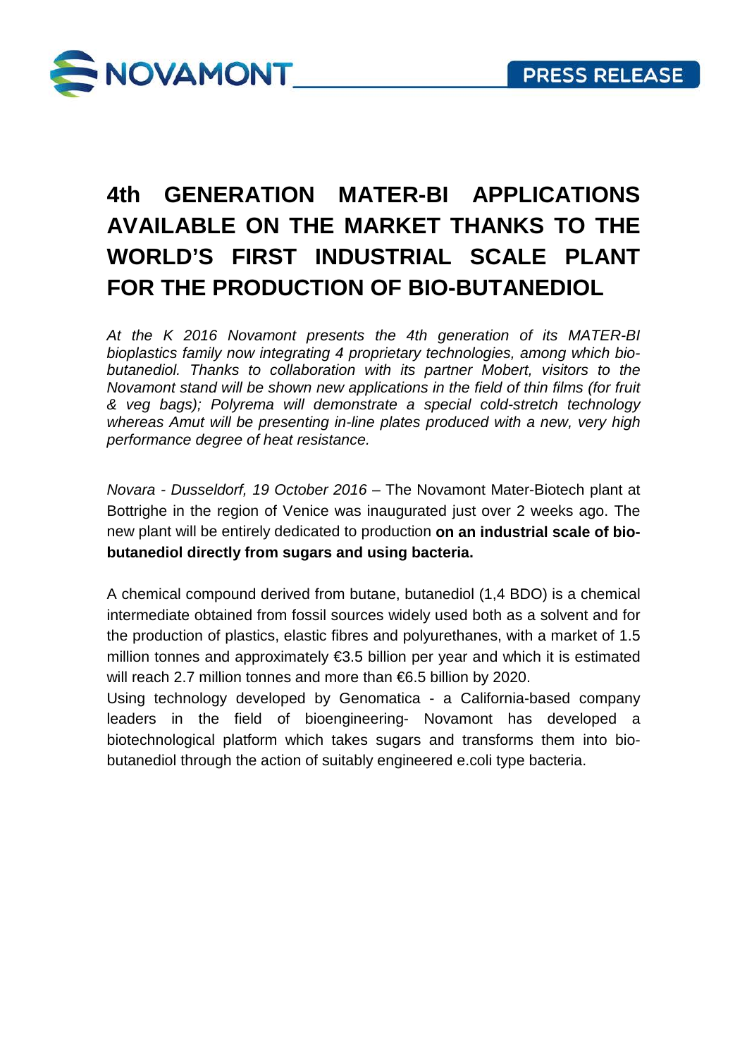NOVAMONT

PRESS RELEASE

# 4th GENERATION MATER-BI APPLICATIONS AVAILABLE ON THE MARKET THANKS TO THE WORLD'S FIRST INDUSTRIAL SCALE PLANT FOR THE PRODUCTION OF BIO-BUTANEDIOL

*At the K 2016 Novamont presents the 4th generation of its MATER-BI bioplastics family now integrating 4 proprietary technologies, among which bio-butanediol. Thanks to collaboration with its partner Mobert, visitors to the Novamont stand will be shown new applications in the field of thin films (for fruit & veg bags); Polyrema will demonstrate a special cold-stretch technology whereas Amut will be presenting in-line plates produced with a new, very high performance degree of heat resistance.*

*Novara - Dusseldorf, 19 October 2016* – The Novamont Mater-Biotech plant at Bottrighe in the region of Venice was inaugurated just over 2 weeks ago. The new plant will be entirely dedicated to production **on an industrial scale of bio-butanediol directly from sugars and using bacteria.**

A chemical compound derived from butane, butanediol (1,4 BDO) is a chemical intermediate obtained from fossil sources widely used both as a solvent and for the production of plastics, elastic fibres and polyurethanes, with a market of 1.5 million tonnes and approximately €3.5 billion per year and which it is estimated will reach 2.7 million tonnes and more than €6.5 billion by 2020.
Using technology developed by Genomatica - a California-based company leaders in the field of bioengineering- Novamont has developed a biotechnological platform which takes sugars and transforms them into bio-butanediol through the action of suitably engineered e.coli type bacteria.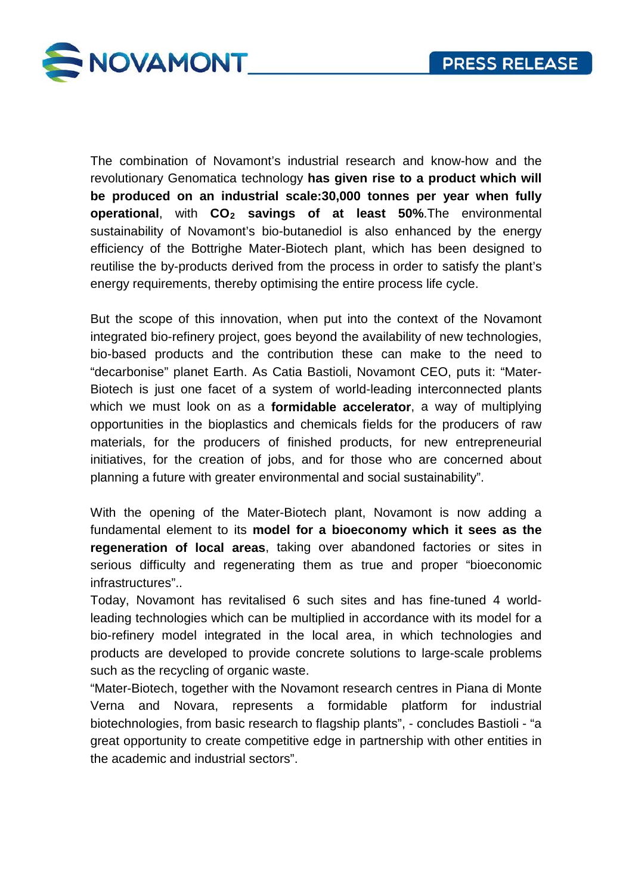The combination of Novamont's industrial research and know-how and the revolutionary Genomatica technology **has given rise to a product which will be produced on an industrial scale:30,000 tonnes per year when fully operational**, with **$CO_2$ savings of at least 50%**.The environmental sustainability of Novamont's bio-butanediol is also enhanced by the energy efficiency of the Bottrighe Mater-Biotech plant, which has been designed to reutilise the by-products derived from the process in order to satisfy the plant's energy requirements, thereby optimising the entire process life cycle.

But the scope of this innovation, when put into the context of the Novamont integrated bio-refinery project, goes beyond the availability of new technologies, bio-based products and the contribution these can make to the need to "decarbonise" planet Earth. As Catia Bastioli, Novamont CEO, puts it: "Mater-Biotech is just one facet of a system of world-leading interconnected plants which we must look on as a **formidable accelerator**, a way of multiplying opportunities in the bioplastics and chemicals fields for the producers of raw materials, for the producers of finished products, for new entrepreneurial initiatives, for the creation of jobs, and for those who are concerned about planning a future with greater environmental and social sustainability".

With the opening of the Mater-Biotech plant, Novamont is now adding a fundamental element to its **model for a bioeconomy which it sees as the regeneration of local areas**, taking over abandoned factories or sites in serious difficulty and regenerating them as true and proper "bioeconomic infrastructures"..

Today, Novamont has revitalised 6 such sites and has fine-tuned 4 world-leading technologies which can be multiplied in accordance with its model for a bio-refinery model integrated in the local area, in which technologies and products are developed to provide concrete solutions to large-scale problems such as the recycling of organic waste.

"Mater-Biotech, together with the Novamont research centres in Piana di Monte Verna and Novara, represents a formidable platform for industrial biotechnologies, from basic research to flagship plants", - concludes Bastioli - "a great opportunity to create competitive edge in partnership with other entities in the academic and industrial sectors".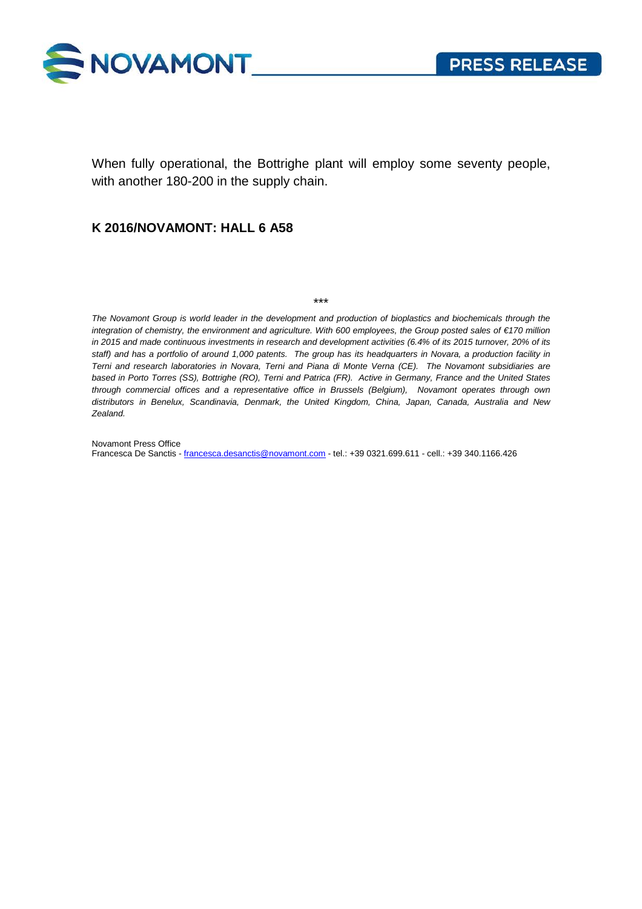When fully operational, the Bottrighe plant will employ some seventy people, with another 180-200 in the supply chain.

**K 2016/NOVAMONT: HALL 6 A58**

***

*The Novamont Group is world leader in the development and production of bioplastics and biochemicals through the integration of chemistry, the environment and agriculture. With 600 employees, the Group posted sales of €170 million in 2015 and made continuous investments in research and development activities (6.4% of its 2015 turnover, 20% of its staff) and has a portfolio of around 1,000 patents. The group has its headquarters in Novara, a production facility in Terni and research laboratories in Novara, Terni and Piana di Monte Verna (CE). The Novamont subsidiaries are based in Porto Torres (SS), Bottrighe (RO), Terni and Patrica (FR). Active in Germany, France and the United States through commercial offices and a representative office in Brussels (Belgium), Novamont operates through own distributors in Benelux, Scandinavia, Denmark, the United Kingdom, China, Japan, Canada, Australia and New Zealand.*

Novamont Press Office
Francesca De Sanctis - francesca.desanctis@novamont.com - tel.: +39 0321.699.611 - cell.: +39 340.1166.426